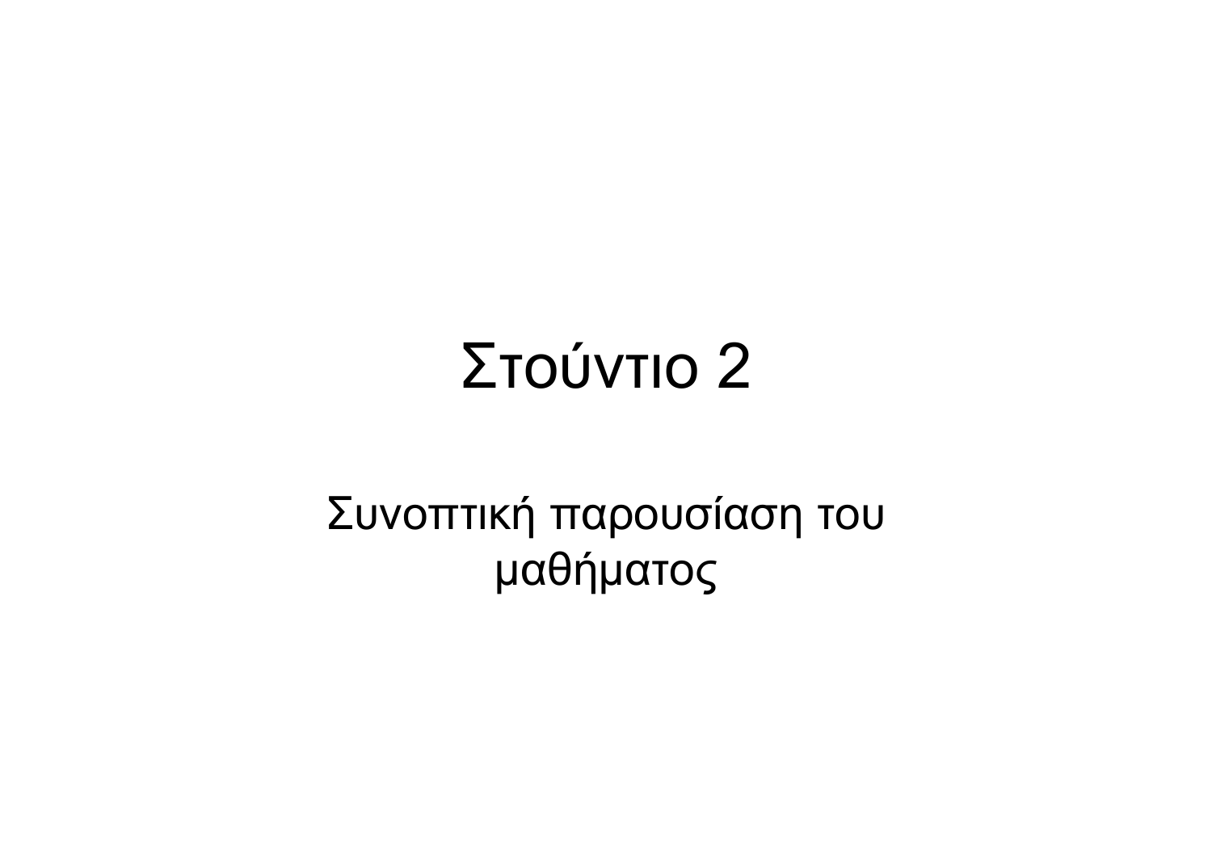# Στούντιο 2

Συνοπτική παρουσίαση του μαθήματος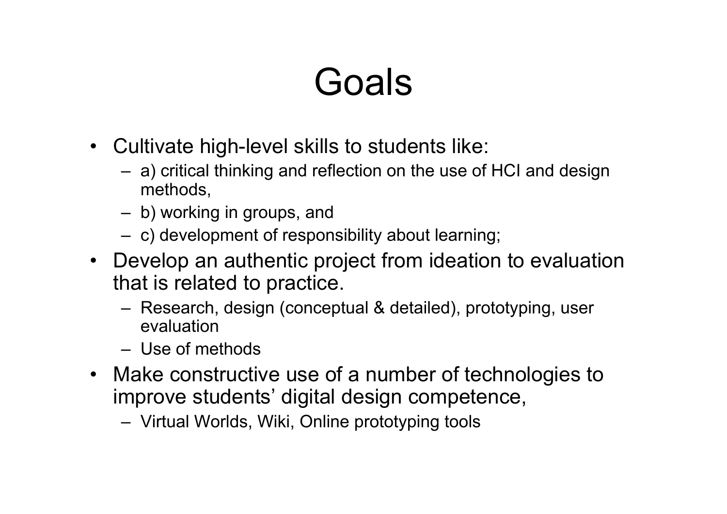# Goals

- Cultivate high-level skills to students like:
  - a) critical thinking and reflection on the use of HCI and design methods,
  - b) working in groups, and
  - c) development of responsibility about learning;
- Develop an authentic project from ideation to evaluation that is related to practice.
  - Research, design (conceptual & detailed), prototyping, user evaluation
  - Use of methods
- Make constructive use of a number of technologies to improve students' digital design competence,
  - Virtual Worlds, Wiki, Online prototyping tools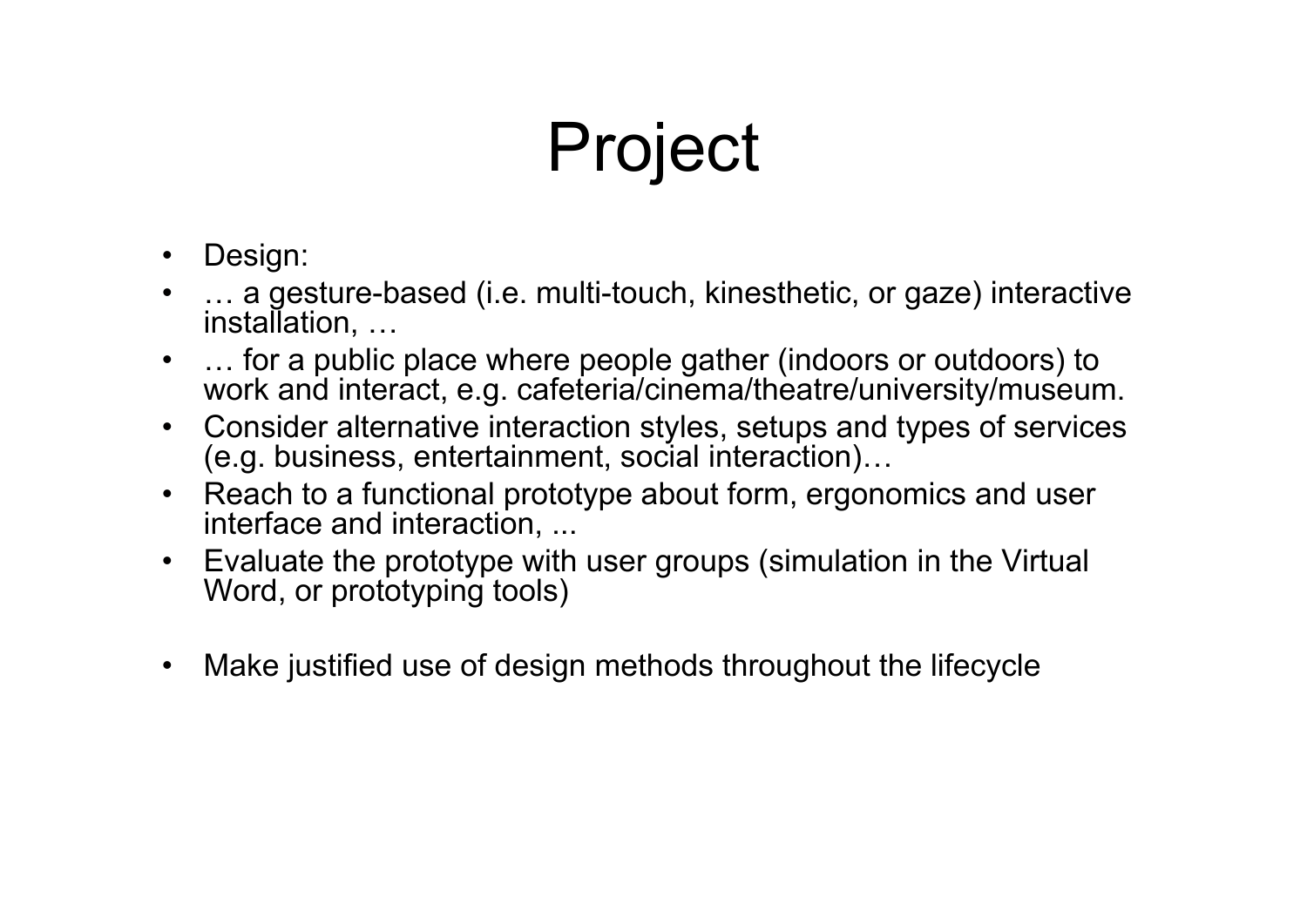# Project

- Design:
- … a gesture-based (i.e. multi-touch, kinesthetic, or gaze) interactive installation, …
- … for a public place where people gather (indoors or outdoors) to work and interact, e.g. cafeteria/cinema/theatre/university/museum.
- Consider alternative interaction styles, setups and types of services (e.g. business, entertainment, social interaction)…
- Reach to a functional prototype about form, ergonomics and user interface and interaction, ...
- Evaluate the prototype with user groups (simulation in the Virtual Word, or prototyping tools)
- Make justified use of design methods throughout the lifecycle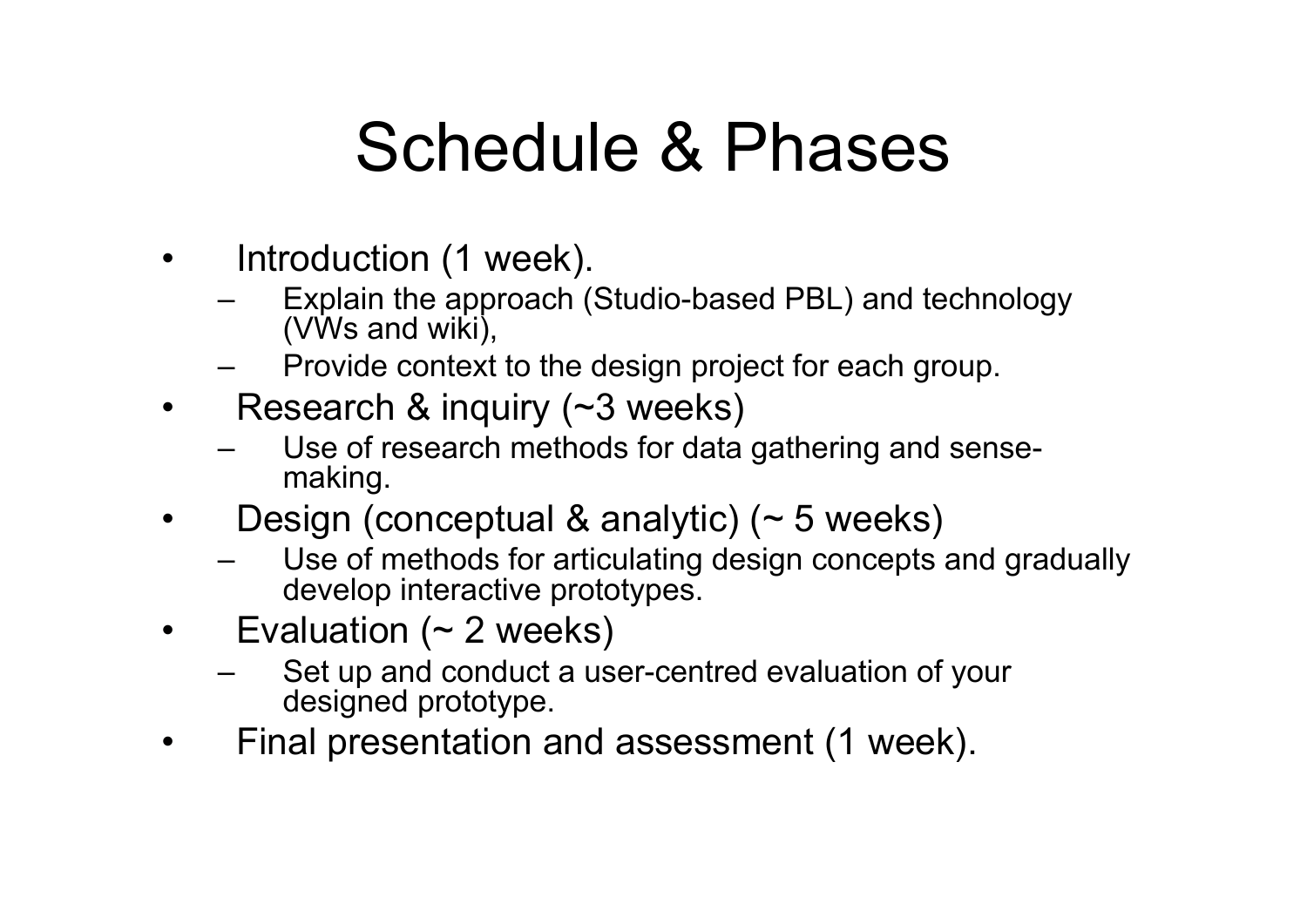# Schedule & Phases

- Introduction (1 week).
  - Explain the approach (Studio-based PBL) and technology (VWs and wiki),
  - Provide context to the design project for each group.
- Research & inquiry (~3 weeks)
  - Use of research methods for data gathering and sense-making.
- Design (conceptual & analytic) (~ 5 weeks)
  - Use of methods for articulating design concepts and gradually develop interactive prototypes.
- Evaluation (~ 2 weeks)
  - Set up and conduct a user-centred evaluation of your designed prototype.
- Final presentation and assessment (1 week).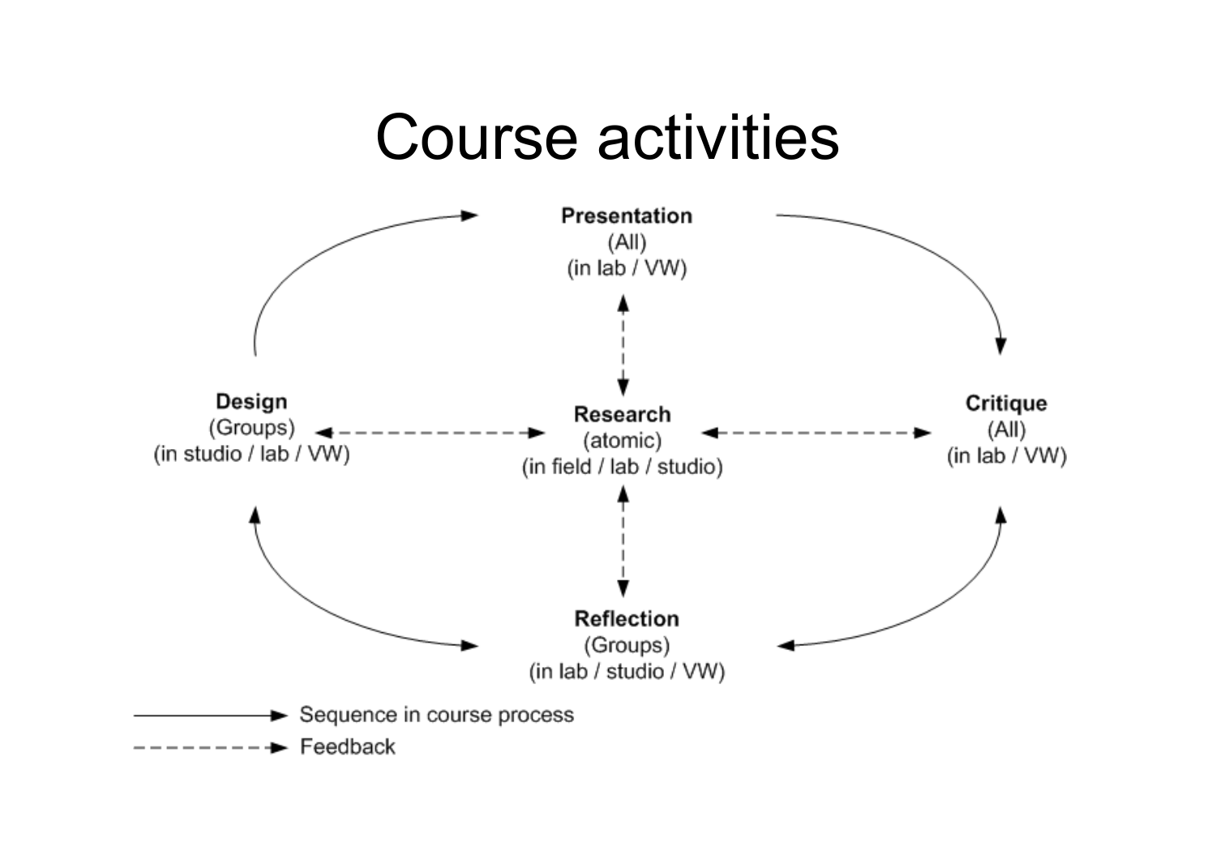# Course activities

**Presentation**
(All)
(in lab / VW)

**Design**
(Groups)
(in studio / lab / VW)

**Research**
(atomic)
(in field / lab / studio)

**Critique**
(All)
(in lab / VW)

**Reflection**
(Groups)
(in lab / studio / VW)

→ Sequence in course process

⇢ Feedback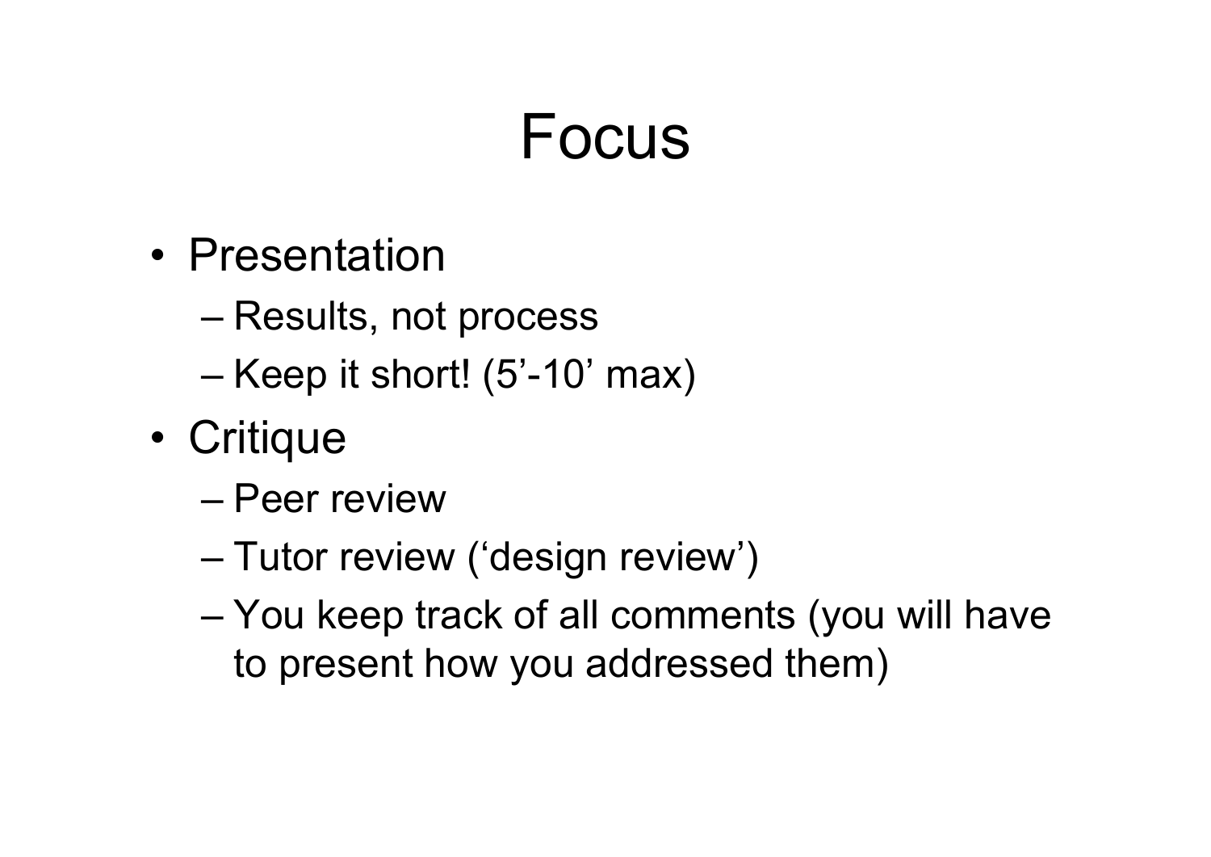# Focus

- Presentation
  - Results, not process
  - Keep it short! (5’-10’ max)
- Critique
  - Peer review
  - Tutor review (‘design review’)
  - You keep track of all comments (you will have to present how you addressed them)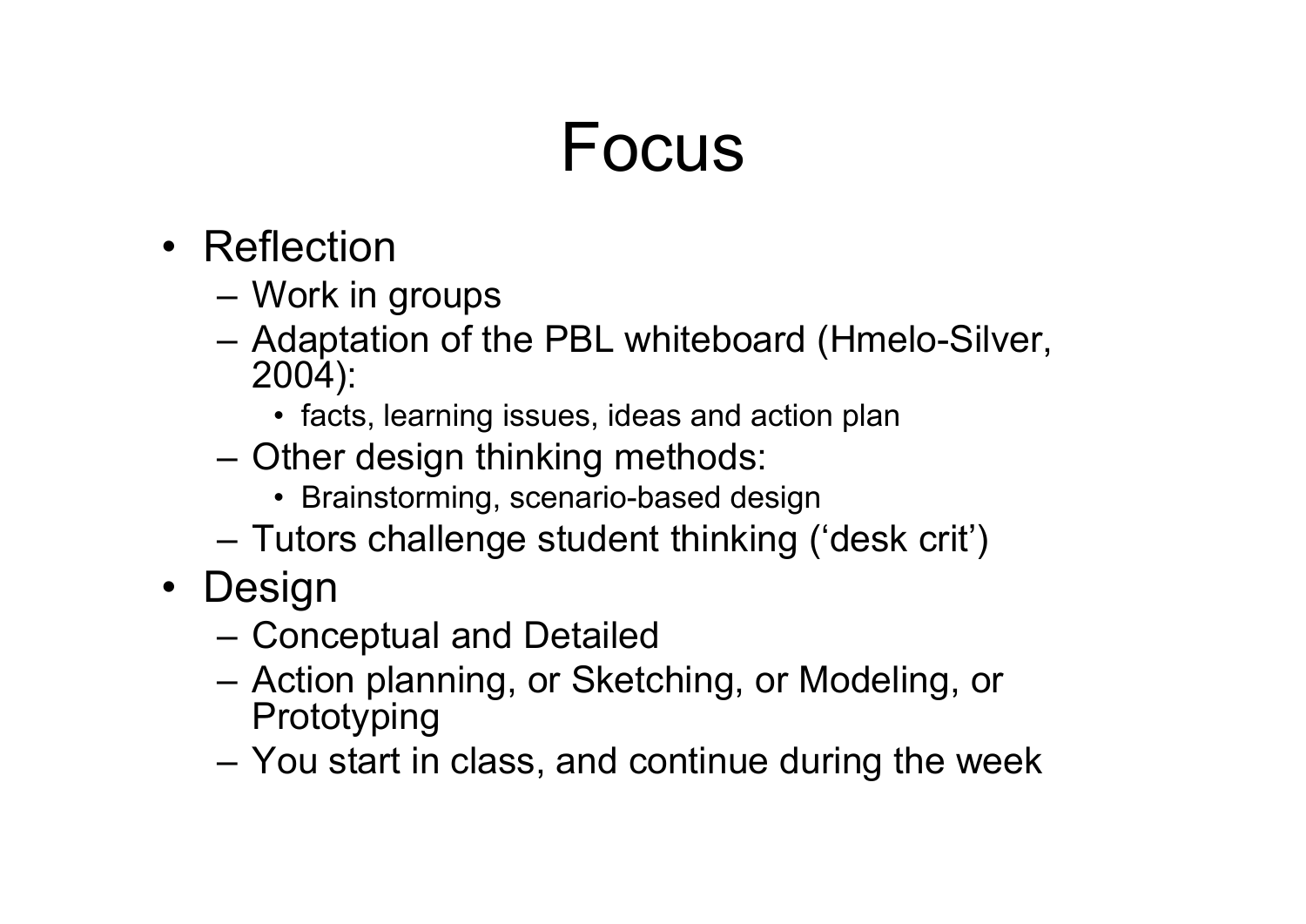# Focus

- Reflection
  - Work in groups
  - Adaptation of the PBL whiteboard (Hmelo-Silver, 2004):
    - facts, learning issues, ideas and action plan
  - Other design thinking methods:
    - Brainstorming, scenario-based design
  - Tutors challenge student thinking ('desk crit')
- Design
  - Conceptual and Detailed
  - Action planning, or Sketching, or Modeling, or Prototyping
  - You start in class, and continue during the week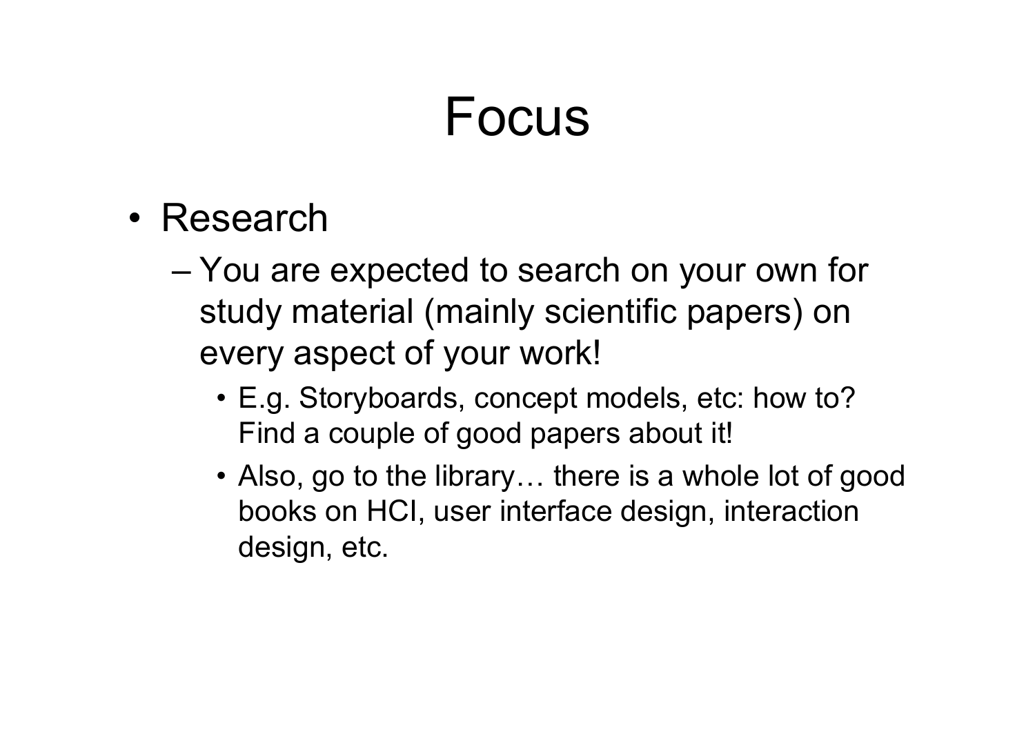# Focus

- Research
  - You are expected to search on your own for study material (mainly scientific papers) on every aspect of your work!
    - E.g. Storyboards, concept models, etc: how to? Find a couple of good papers about it!
    - Also, go to the library… there is a whole lot of good books on HCI, user interface design, interaction design, etc.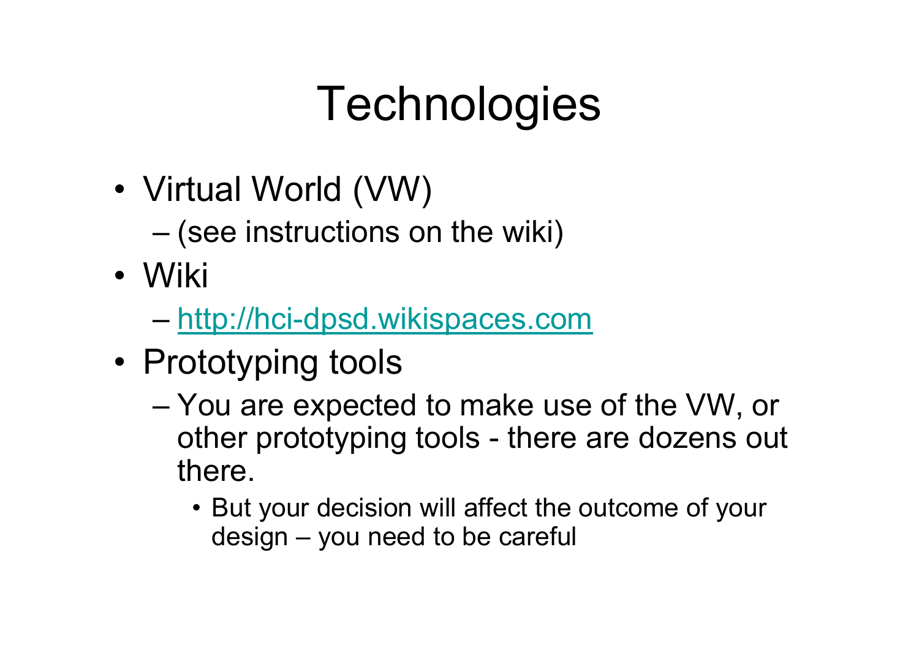# Technologies

- Virtual World (VW)
  - (see instructions on the wiki)
- Wiki
  - [http://hci-dpsd.wikispaces.com](http://hci-dpsd.wikispaces.com)
- Prototyping tools
  - You are expected to make use of the VW, or other prototyping tools - there are dozens out there.
    - But your decision will affect the outcome of your design – you need to be careful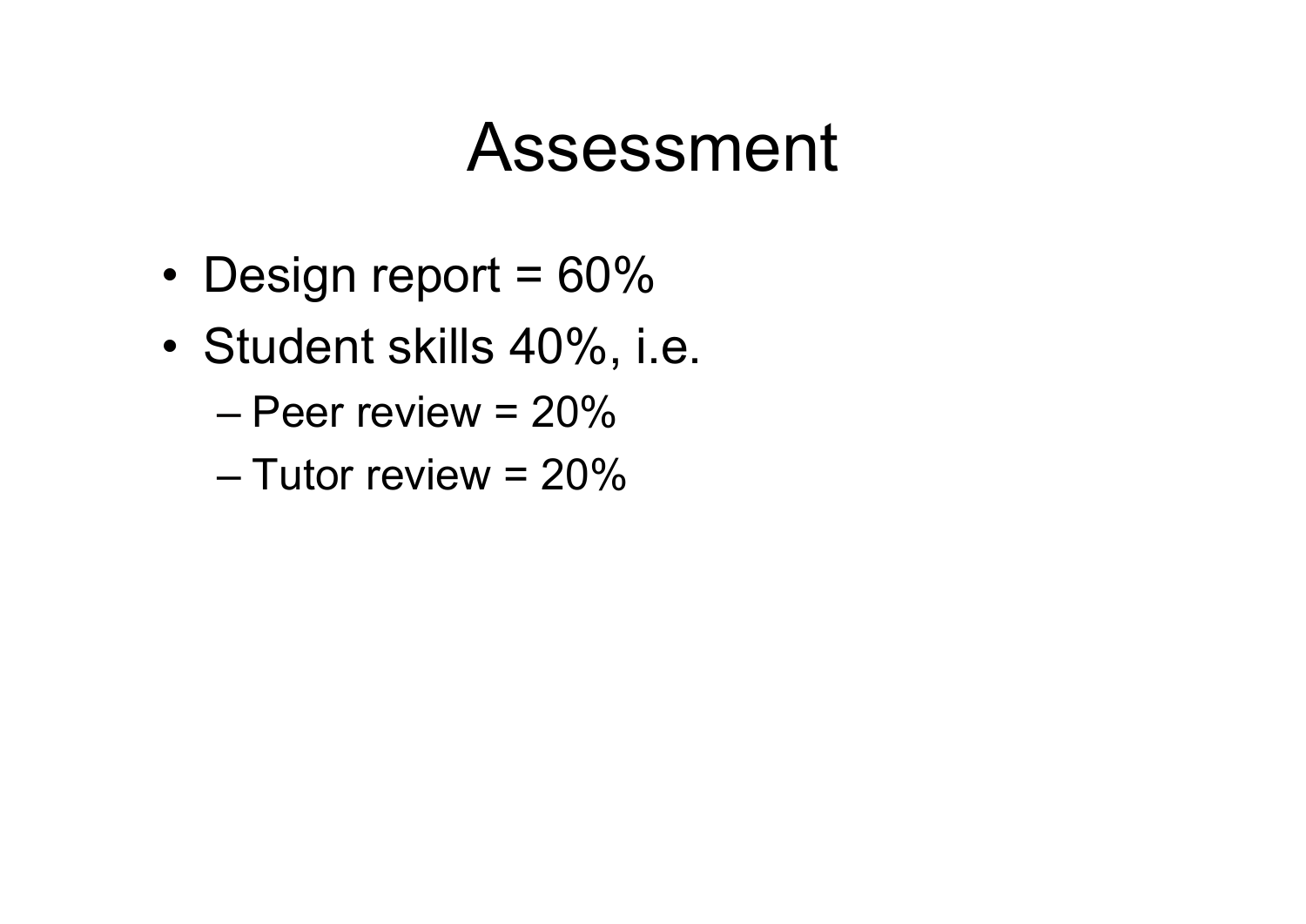# Assessment

- Design report = 60%
- Student skills 40%, i.e.
  - Peer review = 20%
  - Tutor review = 20%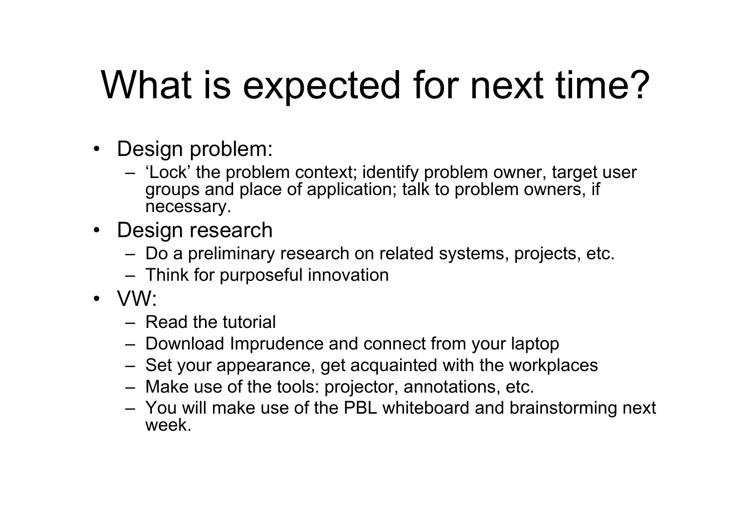# What is expected for next time?

- Design problem:
  - 'Lock' the problem context; identify problem owner, target user groups and place of application; talk to problem owners, if necessary.
- Design research
  - Do a preliminary research on related systems, projects, etc.
  - Think for purposeful innovation
- VW:
  - Read the tutorial
  - Download Imprudence and connect from your laptop
  - Set your appearance, get acquainted with the workplaces
  - Make use of the tools: projector, annotations, etc.
  - You will make use of the PBL whiteboard and brainstorming next week.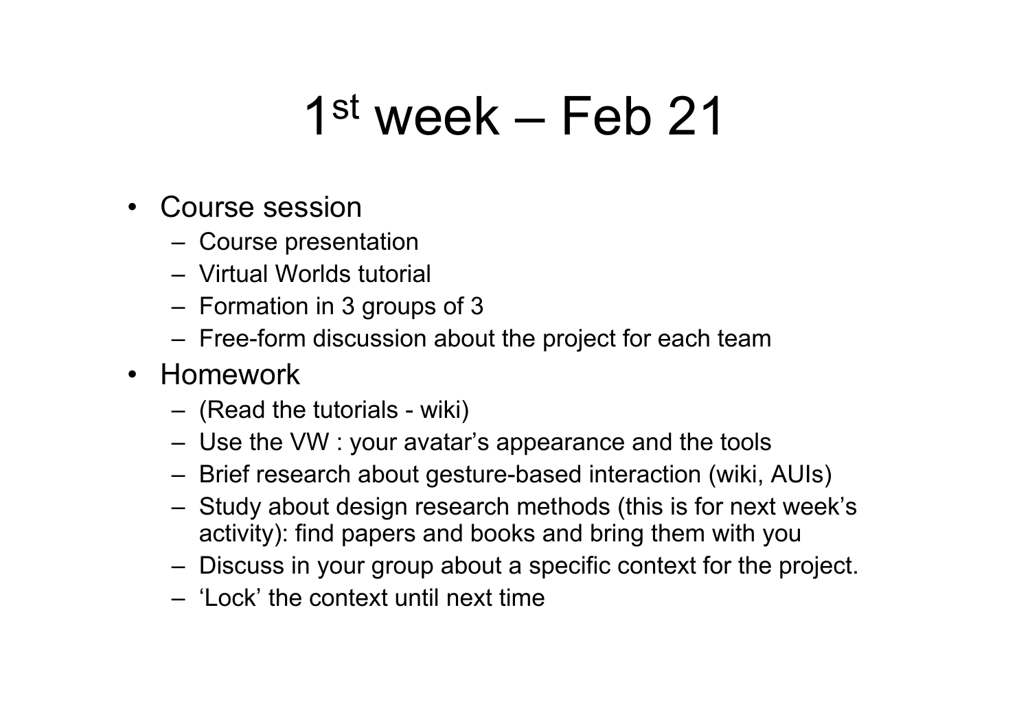# 1st week – Feb 21

- Course session
  - Course presentation
  - Virtual Worlds tutorial
  - Formation in 3 groups of 3
  - Free-form discussion about the project for each team
- Homework
  - (Read the tutorials - wiki)
  - Use the VW : your avatar's appearance and the tools
  - Brief research about gesture-based interaction (wiki, AUIs)
  - Study about design research methods (this is for next week's activity): find papers and books and bring them with you
  - Discuss in your group about a specific context for the project.
  - 'Lock' the context until next time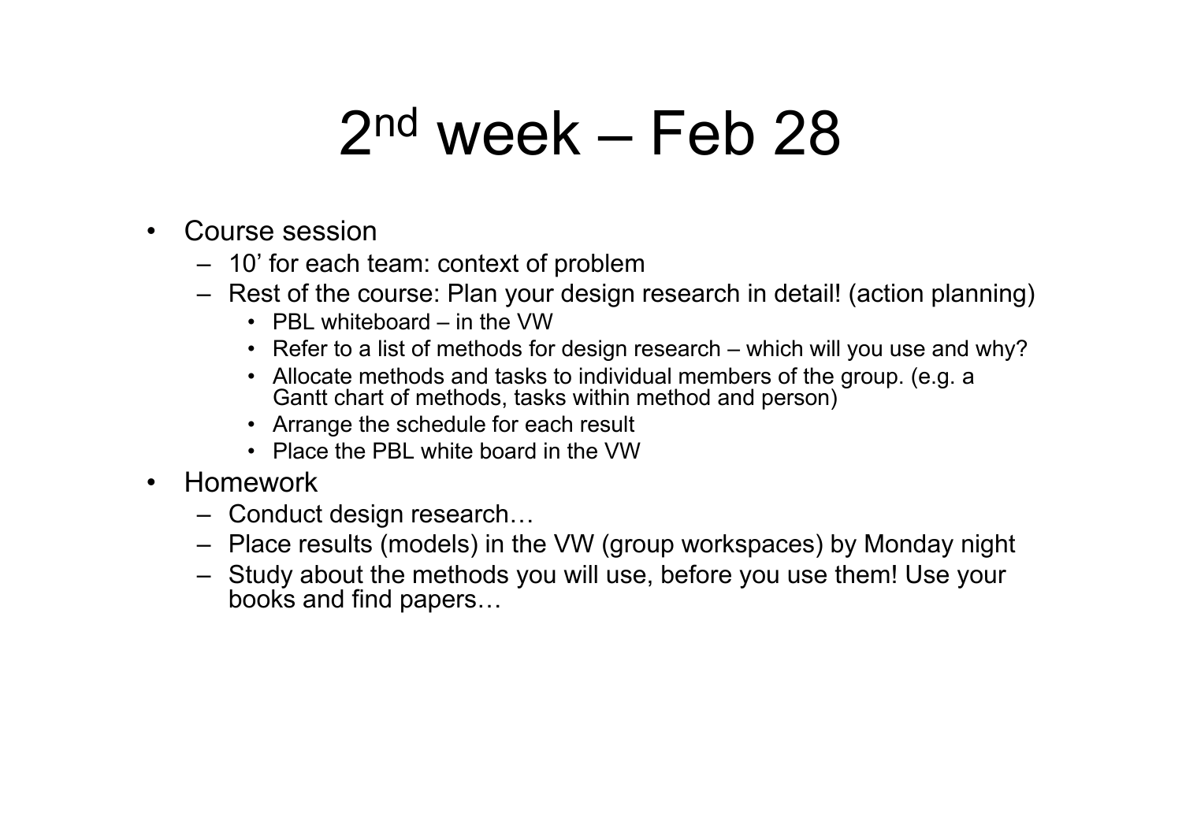# 2nd week – Feb 28

- Course session
  - 10' for each team: context of problem
  - Rest of the course: Plan your design research in detail! (action planning)
    - PBL whiteboard – in the VW
    - Refer to a list of methods for design research – which will you use and why?
    - Allocate methods and tasks to individual members of the group. (e.g. a Gantt chart of methods, tasks within method and person)
    - Arrange the schedule for each result
    - Place the PBL white board in the VW
- Homework
  - Conduct design research…
  - Place results (models) in the VW (group workspaces) by Monday night
  - Study about the methods you will use, before you use them! Use your books and find papers…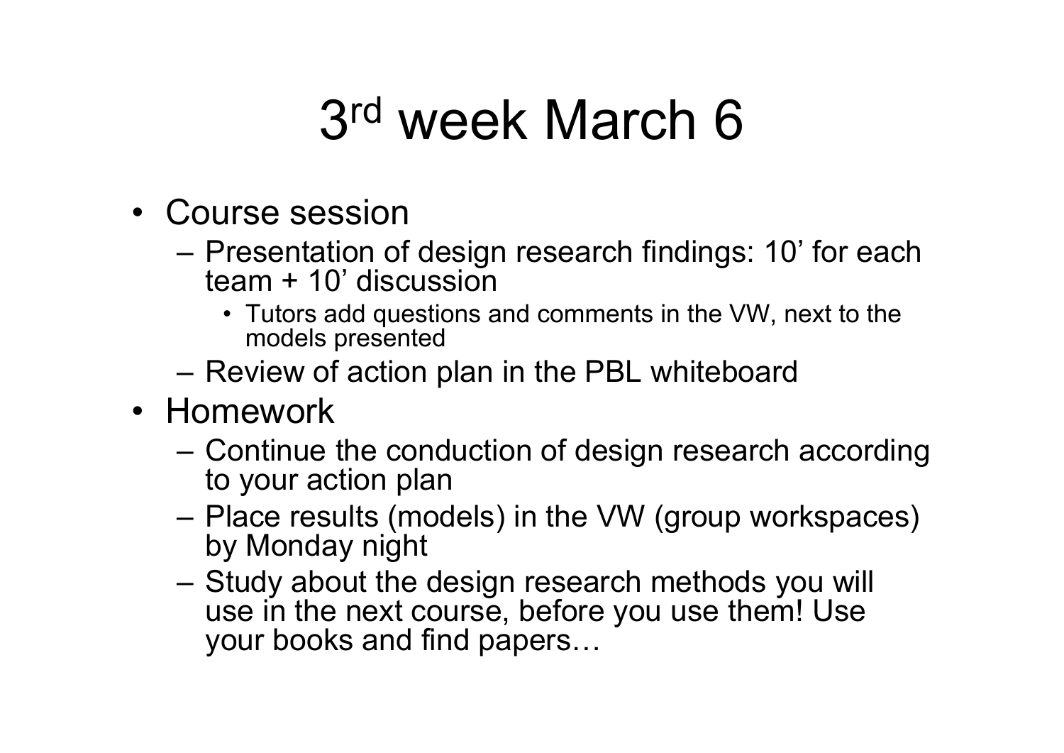# 3rd week March 6

- Course session
  - Presentation of design research findings: 10' for each team + 10' discussion
    - Tutors add questions and comments in the VW, next to the models presented
  - Review of action plan in the PBL whiteboard
- Homework
  - Continue the conduction of design research according to your action plan
  - Place results (models) in the VW (group workspaces) by Monday night
  - Study about the design research methods you will use in the next course, before you use them! Use your books and find papers…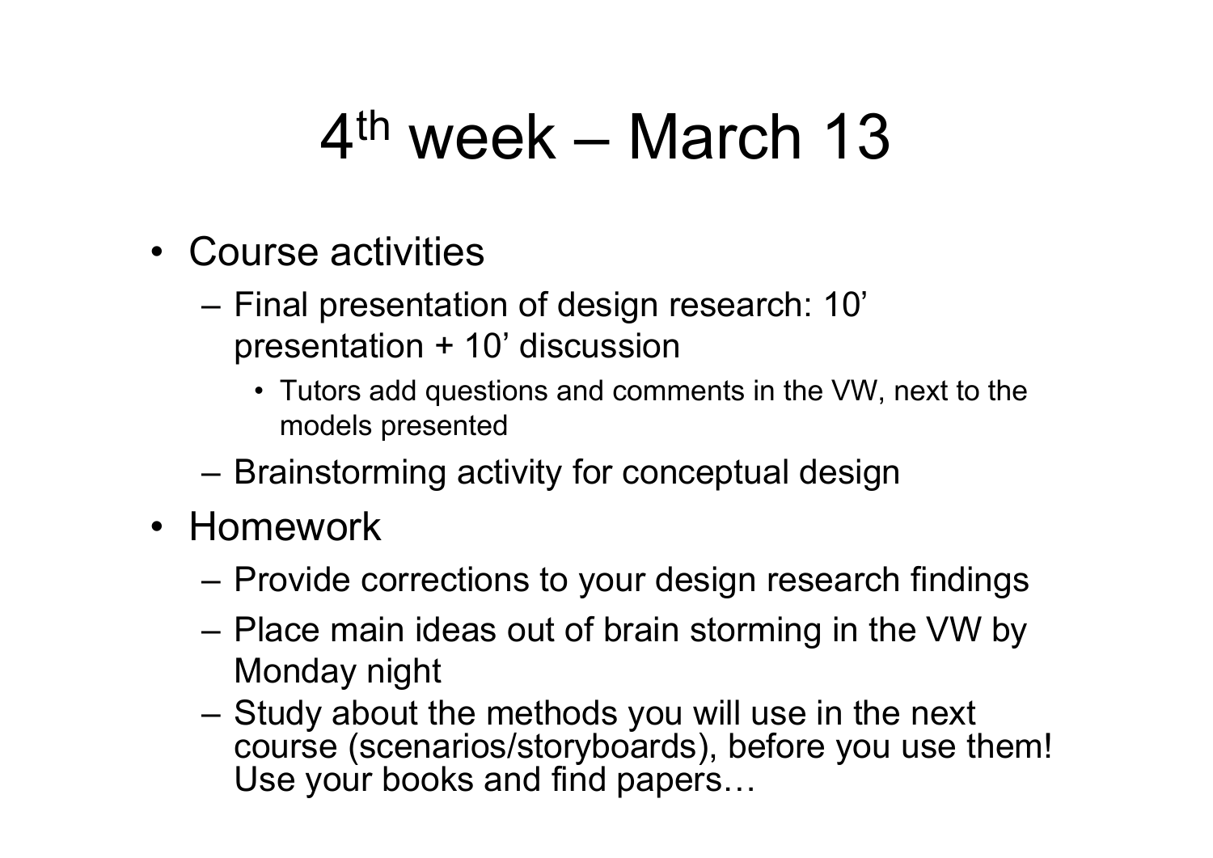# 4th week – March 13

- Course activities
  - Final presentation of design research: 10' presentation + 10' discussion
    - Tutors add questions and comments in the VW, next to the models presented
  - Brainstorming activity for conceptual design
- Homework
  - Provide corrections to your design research findings
  - Place main ideas out of brain storming in the VW by Monday night
  - Study about the methods you will use in the next course (scenarios/storyboards), before you use them! Use your books and find papers…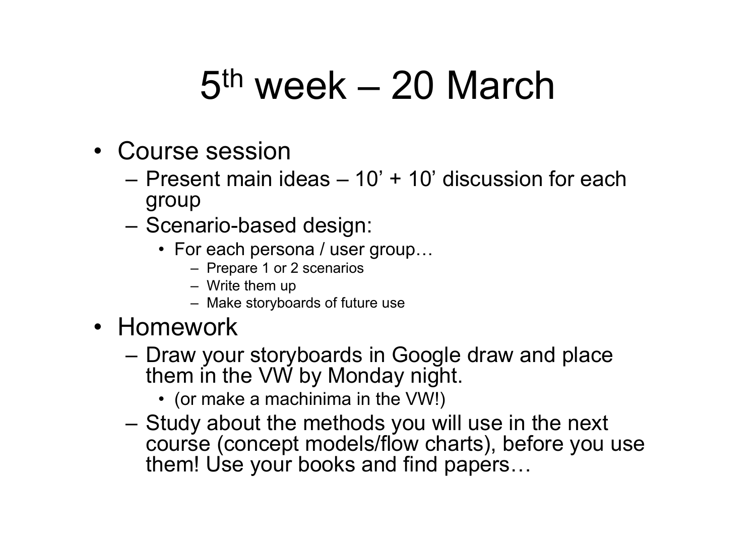# 5th week – 20 March

- Course session
  - Present main ideas – 10' + 10' discussion for each group
  - Scenario-based design:
    - For each persona / user group…
      - Prepare 1 or 2 scenarios
      - Write them up
      - Make storyboards of future use
- Homework
  - Draw your storyboards in Google draw and place them in the VW by Monday night.
    - (or make a machinima in the VW!)
  - Study about the methods you will use in the next course (concept models/flow charts), before you use them! Use your books and find papers…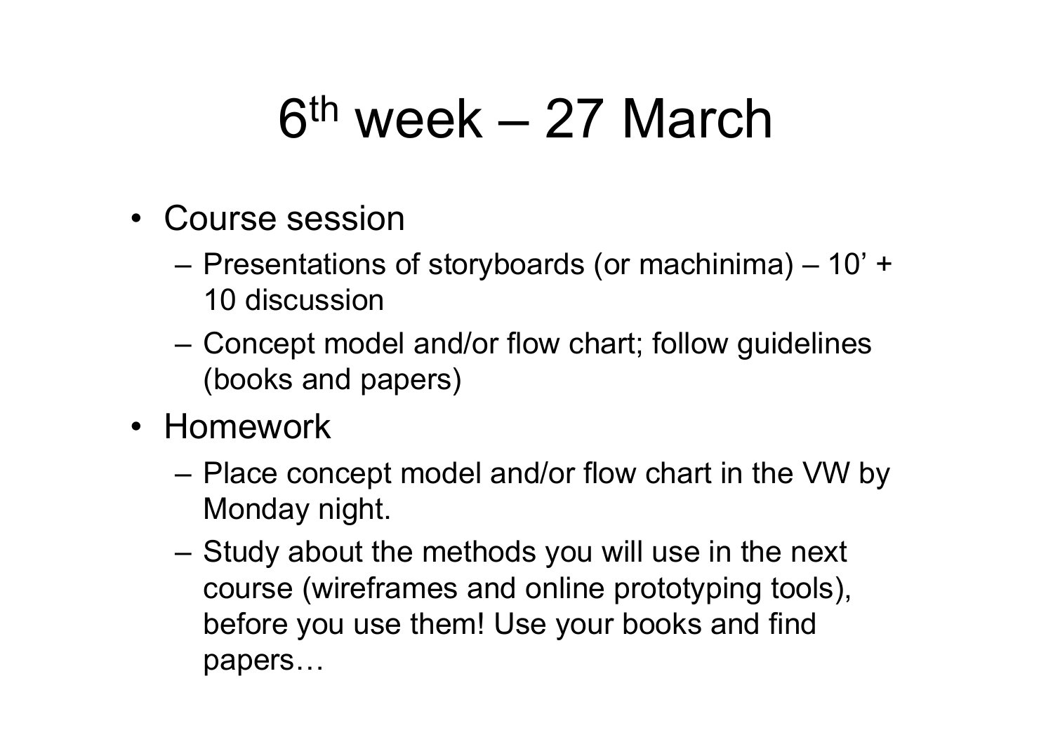# 6th week – 27 March

- Course session
  - Presentations of storyboards (or machinima) – 10' + 10 discussion
  - Concept model and/or flow chart; follow guidelines (books and papers)
- Homework
  - Place concept model and/or flow chart in the VW by Monday night.
  - Study about the methods you will use in the next course (wireframes and online prototyping tools), before you use them! Use your books and find papers…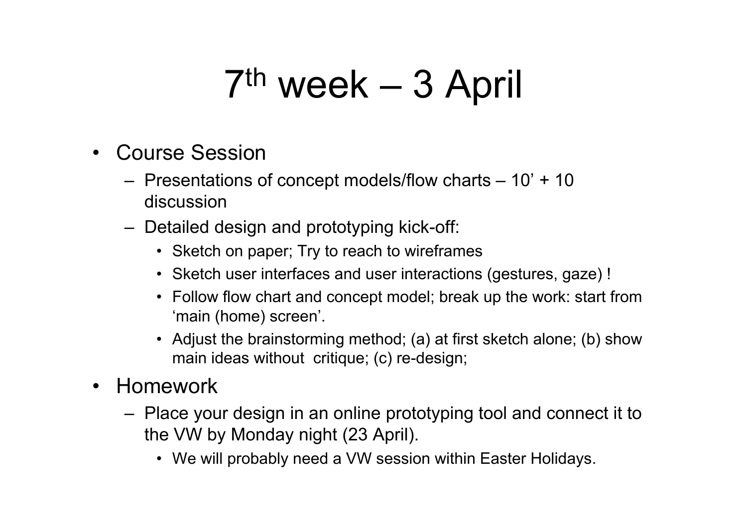# 7th week – 3 April

- Course Session
  - Presentations of concept models/flow charts – 10' + 10 discussion
  - Detailed design and prototyping kick-off:
    - Sketch on paper; Try to reach to wireframes
    - Sketch user interfaces and user interactions (gestures, gaze) !
    - Follow flow chart and concept model; break up the work: start from 'main (home) screen'.
    - Adjust the brainstorming method; (a) at first sketch alone; (b) show main ideas without critique; (c) re-design;
- Homework
  - Place your design in an online prototyping tool and connect it to the VW by Monday night (23 April).
    - We will probably need a VW session within Easter Holidays.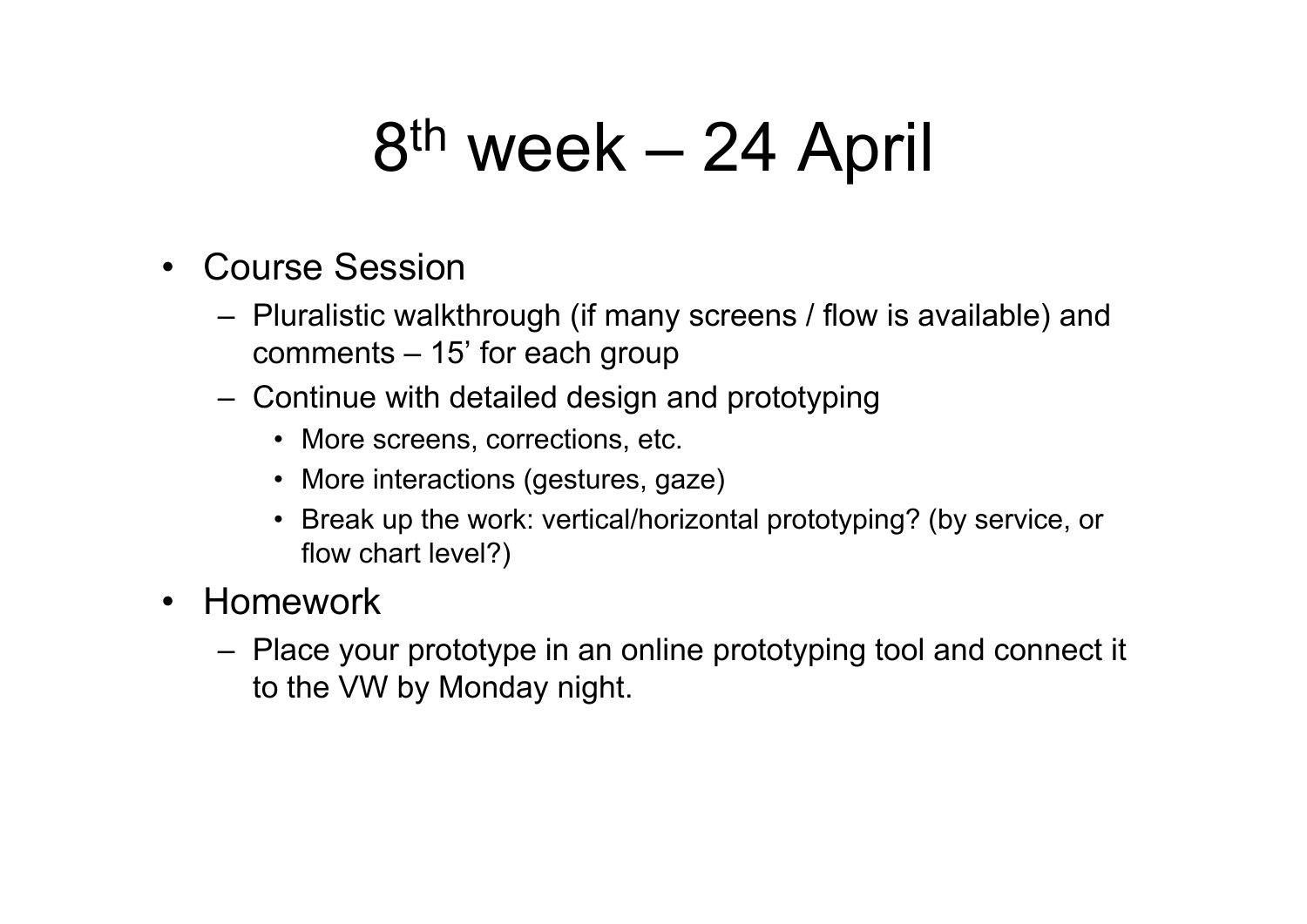# 8th week – 24 April

- Course Session
  - Pluralistic walkthrough (if many screens / flow is available) and comments – 15' for each group
  - Continue with detailed design and prototyping
    - More screens, corrections, etc.
    - More interactions (gestures, gaze)
    - Break up the work: vertical/horizontal prototyping? (by service, or flow chart level?)
- Homework
  - Place your prototype in an online prototyping tool and connect it to the VW by Monday night.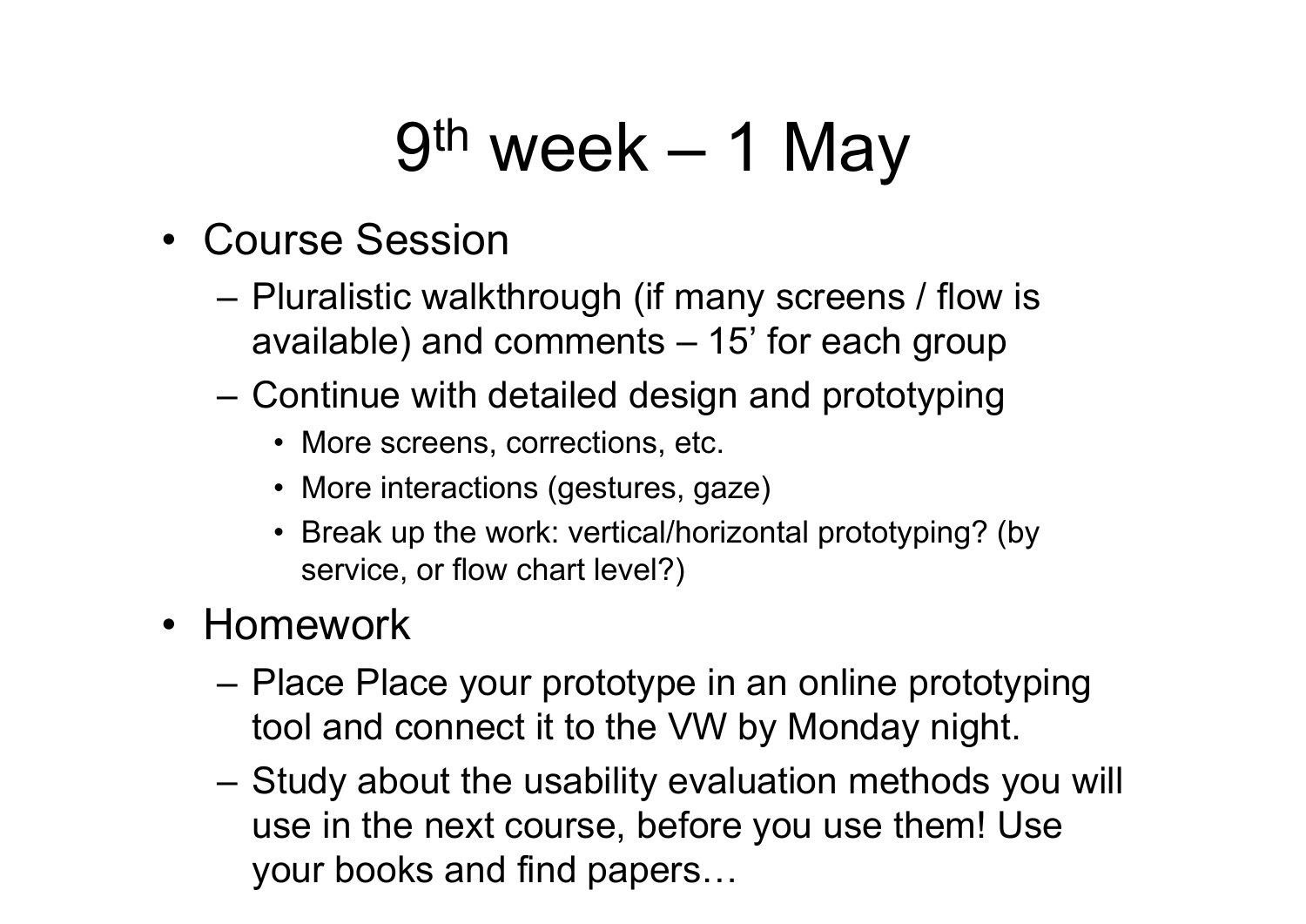# 9th week – 1 May

- Course Session
  - Pluralistic walkthrough (if many screens / flow is available) and comments – 15' for each group
  - Continue with detailed design and prototyping
    - More screens, corrections, etc.
    - More interactions (gestures, gaze)
    - Break up the work: vertical/horizontal prototyping? (by service, or flow chart level?)
- Homework
  - Place Place your prototype in an online prototyping tool and connect it to the VW by Monday night.
  - Study about the usability evaluation methods you will use in the next course, before you use them! Use your books and find papers…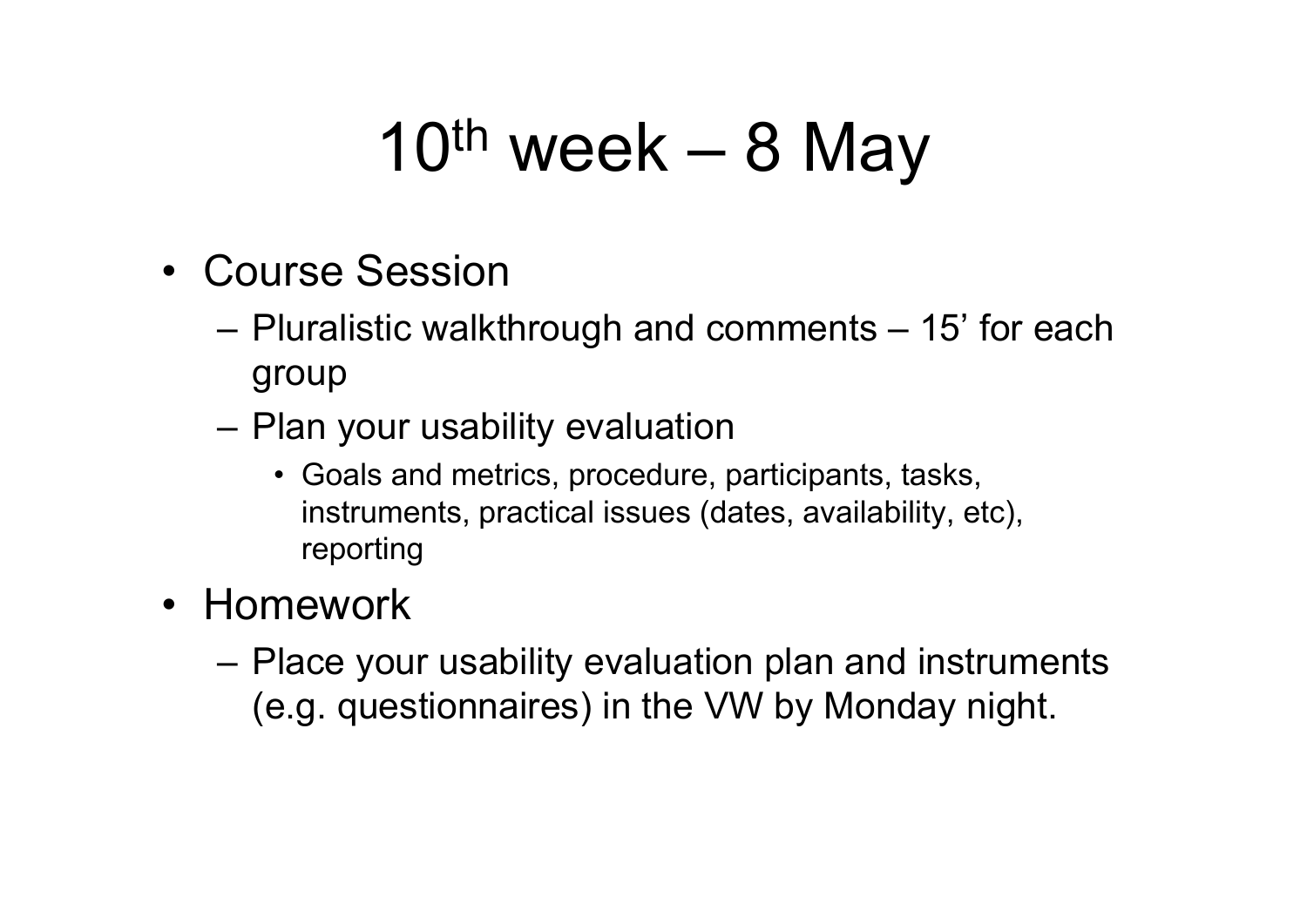# $10^{th}$ week – 8 May

- Course Session
  - Pluralistic walkthrough and comments – 15' for each group
  - Plan your usability evaluation
    - Goals and metrics, procedure, participants, tasks, instruments, practical issues (dates, availability, etc), reporting
- Homework
  - Place your usability evaluation plan and instruments (e.g. questionnaires) in the VW by Monday night.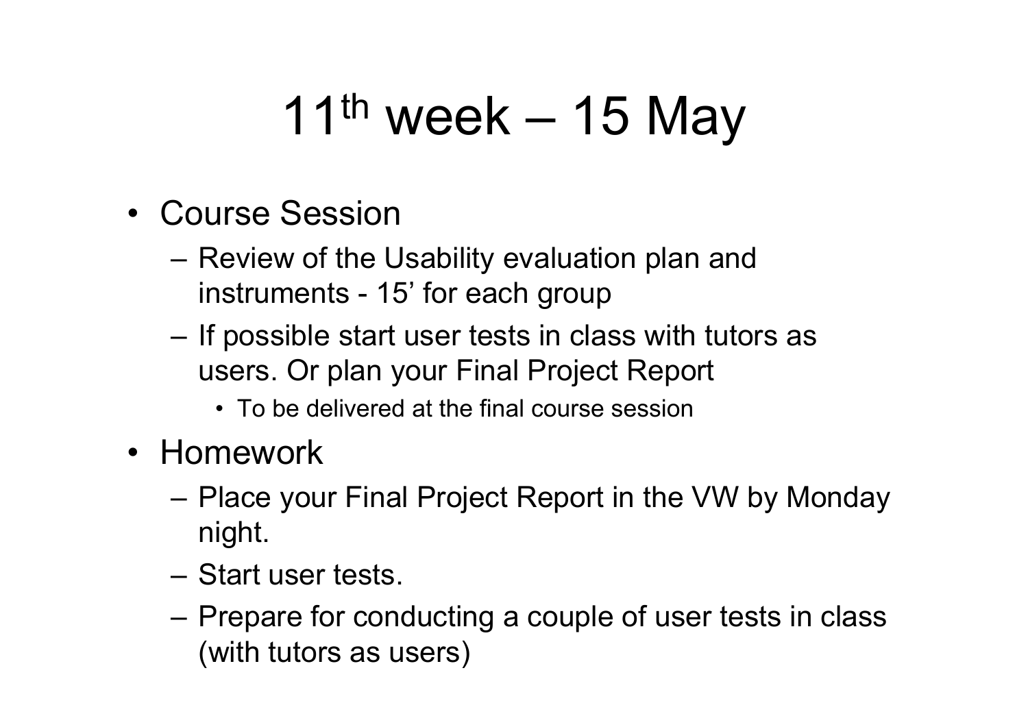# $11^{th}$ week – 15 May

- Course Session
  - Review of the Usability evaluation plan and instruments - 15' for each group
  - If possible start user tests in class with tutors as users. Or plan your Final Project Report
    - To be delivered at the final course session
- Homework
  - Place your Final Project Report in the VW by Monday night.
  - Start user tests.
  - Prepare for conducting a couple of user tests in class (with tutors as users)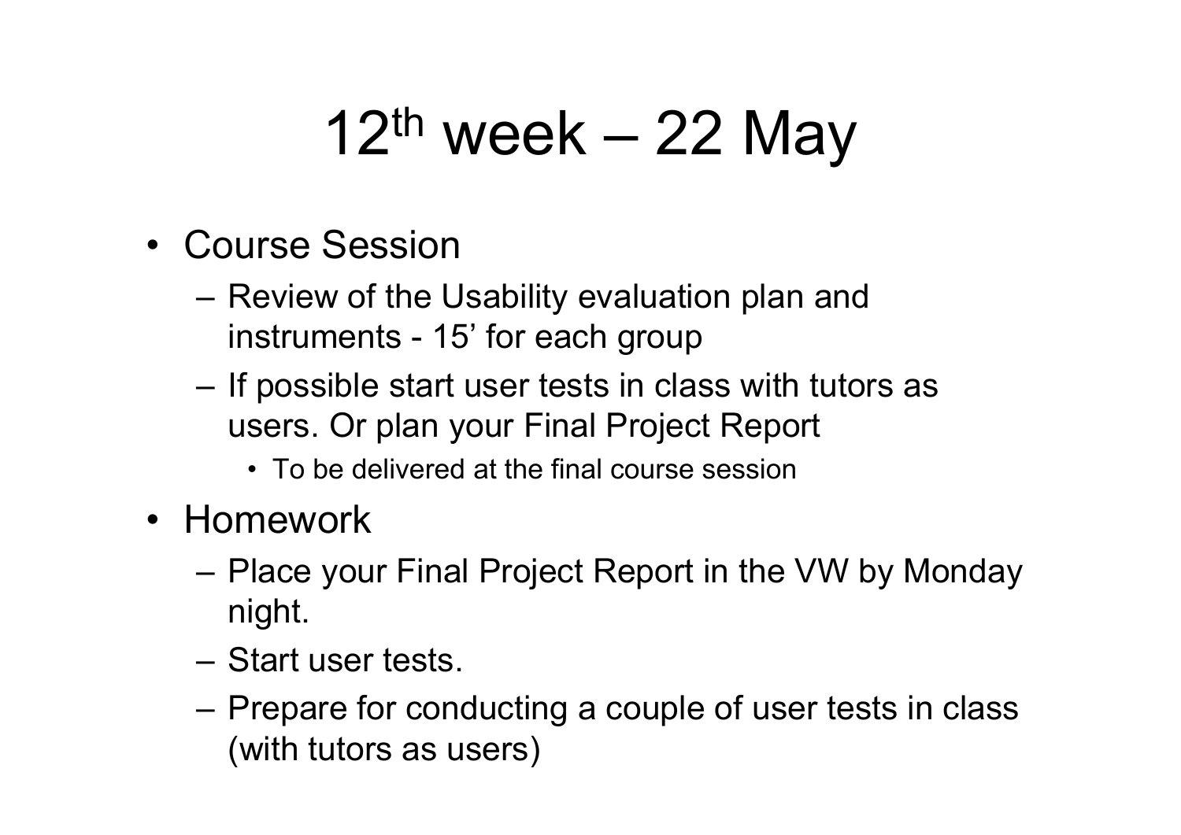# 12th week – 22 May

- Course Session
  - Review of the Usability evaluation plan and instruments - 15’ for each group
  - If possible start user tests in class with tutors as users. Or plan your Final Project Report
    - To be delivered at the final course session
- Homework
  - Place your Final Project Report in the VW by Monday night.
  - Start user tests.
  - Prepare for conducting a couple of user tests in class (with tutors as users)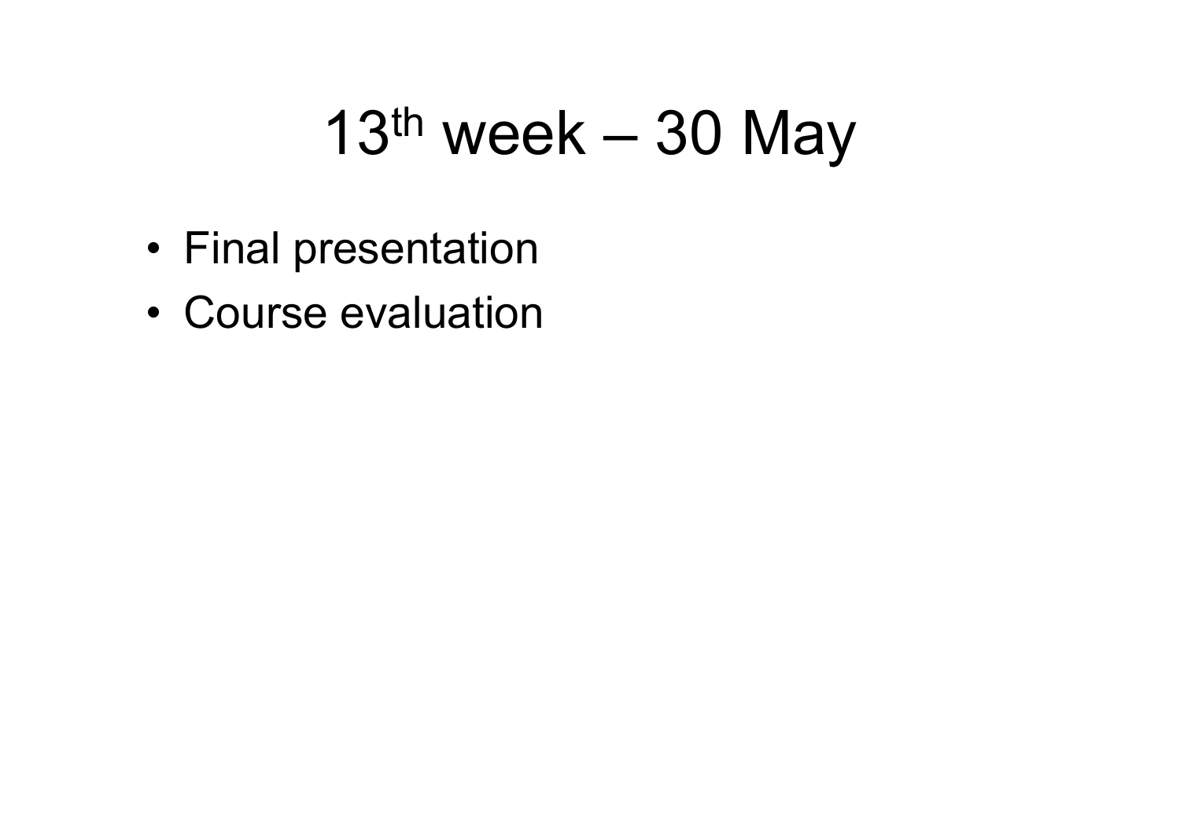# 13th week – 30 May

- Final presentation
- Course evaluation